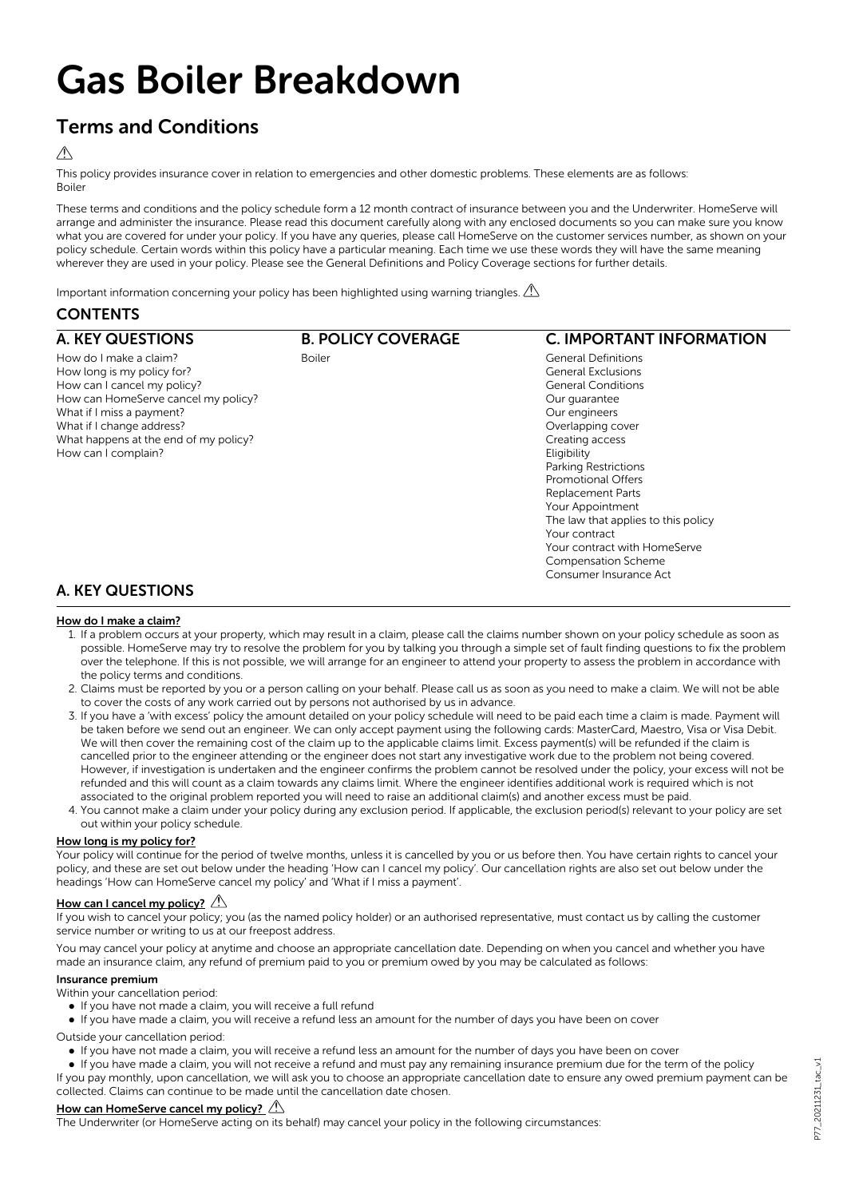# Gas Boiler Breakdown

## Terms and Conditions

⚠

This policy provides insurance cover in relation to emergencies and other domestic problems. These elements are as follows:
Boiler

These terms and conditions and the policy schedule form a 12 month contract of insurance between you and the Underwriter. HomeServe will arrange and administer the insurance. Please read this document carefully along with any enclosed documents so you can make sure you know what you are covered for under your policy. If you have any queries, please call HomeServe on the customer services number, as shown on your policy schedule. Certain words within this policy have a particular meaning. Each time we use these words they will have the same meaning wherever they are used in your policy. Please see the General Definitions and Policy Coverage sections for further details.

Important information concerning your policy has been highlighted using warning triangles. ⚠

## CONTENTS

### A. KEY QUESTIONS

How do I make a claim?
How long is my policy for?
How can I cancel my policy?
How can HomeServe cancel my policy?
What if I miss a payment?
What if I change address?
What happens at the end of my policy?
How can I complain?

### B. POLICY COVERAGE

Boiler

### C. IMPORTANT INFORMATION

General Definitions
General Exclusions
General Conditions
Our guarantee
Our engineers
Overlapping cover
Creating access
Eligibility
Parking Restrictions
Promotional Offers
Replacement Parts
Your Appointment
The law that applies to this policy
Your contract
Your contract with HomeServe
Compensation Scheme
Consumer Insurance Act

## A. KEY QUESTIONS

**How do I make a claim?**

1. If a problem occurs at your property, which may result in a claim, please call the claims number shown on your policy schedule as soon as possible. HomeServe may try to resolve the problem for you by talking you through a simple set of fault finding questions to fix the problem over the telephone. If this is not possible, we will arrange for an engineer to attend your property to assess the problem in accordance with the policy terms and conditions.
2. Claims must be reported by you or a person calling on your behalf. Please call us as soon as you need to make a claim. We will not be able to cover the costs of any work carried out by persons not authorised by us in advance.
3. If you have a 'with excess' policy the amount detailed on your policy schedule will need to be paid each time a claim is made. Payment will be taken before we send out an engineer. We can only accept payment using the following cards: MasterCard, Maestro, Visa or Visa Debit. We will then cover the remaining cost of the claim up to the applicable claims limit. Excess payment(s) will be refunded if the claim is cancelled prior to the engineer attending or the engineer does not start any investigative work due to the problem not being covered. However, if investigation is undertaken and the engineer confirms the problem cannot be resolved under the policy, your excess will not be refunded and this will count as a claim towards any claims limit. Where the engineer identifies additional work is required which is not associated to the original problem reported you will need to raise an additional claim(s) and another excess must be paid.
4. You cannot make a claim under your policy during any exclusion period. If applicable, the exclusion period(s) relevant to your policy are set out within your policy schedule.

**How long is my policy for?**

Your policy will continue for the period of twelve months, unless it is cancelled by you or us before then. You have certain rights to cancel your policy, and these are set out below under the heading 'How can I cancel my policy'. Our cancellation rights are also set out below under the headings 'How can HomeServe cancel my policy' and 'What if I miss a payment'.

**How can I cancel my policy?** ⚠

If you wish to cancel your policy; you (as the named policy holder) or an authorised representative, must contact us by calling the customer service number or writing to us at our freepost address.

You may cancel your policy at anytime and choose an appropriate cancellation date. Depending on when you cancel and whether you have made an insurance claim, any refund of premium paid to you or premium owed by you may be calculated as follows:

**Insurance premium**

Within your cancellation period:

- If you have not made a claim, you will receive a full refund
- If you have made a claim, you will receive a refund less an amount for the number of days you have been on cover

Outside your cancellation period:

- If you have not made a claim, you will receive a refund less an amount for the number of days you have been on cover
- If you have made a claim, you will not receive a refund and must pay any remaining insurance premium due for the term of the policy

If you pay monthly, upon cancellation, we will ask you to choose an appropriate cancellation date to ensure any owed premium payment can be collected. Claims can continue to be made until the cancellation date chosen.

**How can HomeServe cancel my policy?** ⚠

The Underwriter (or HomeServe acting on its behalf) may cancel your policy in the following circumstances: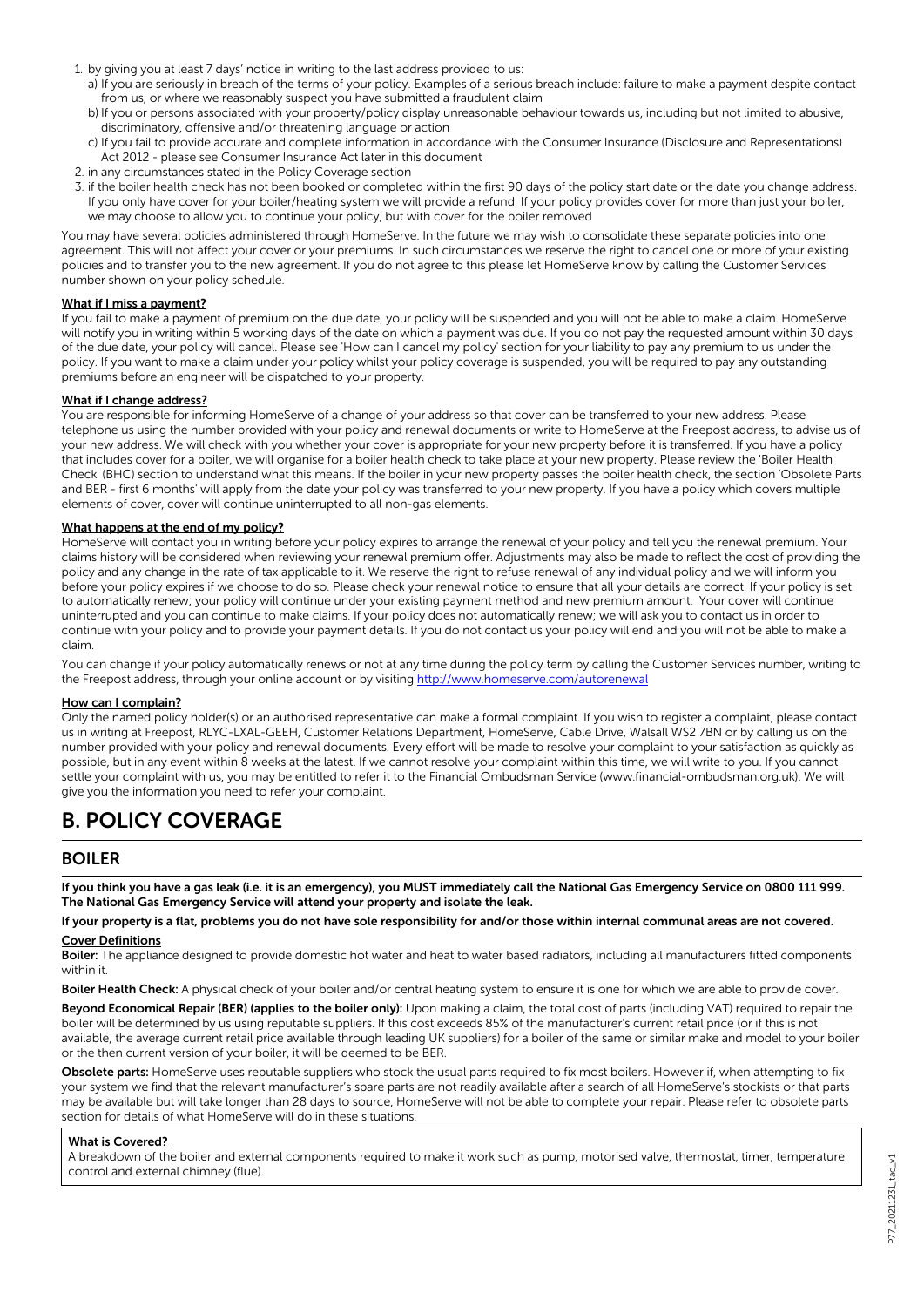1. by giving you at least 7 days' notice in writing to the last address provided to us:
   a) If you are seriously in breach of the terms of your policy. Examples of a serious breach include: failure to make a payment despite contact from us, or where we reasonably suspect you have submitted a fraudulent claim
   b) If you or persons associated with your property/policy display unreasonable behaviour towards us, including but not limited to abusive, discriminatory, offensive and/or threatening language or action
   c) If you fail to provide accurate and complete information in accordance with the Consumer Insurance (Disclosure and Representations) Act 2012 - please see Consumer Insurance Act later in this document
2. in any circumstances stated in the Policy Coverage section
3. if the boiler health check has not been booked or completed within the first 90 days of the policy start date or the date you change address. If you only have cover for your boiler/heating system we will provide a refund. If your policy provides cover for more than just your boiler, we may choose to allow you to continue your policy, but with cover for the boiler removed

You may have several policies administered through HomeServe. In the future we may wish to consolidate these separate policies into one agreement. This will not affect your cover or your premiums. In such circumstances we reserve the right to cancel one or more of your existing policies and to transfer you to the new agreement. If you do not agree to this please let HomeServe know by calling the Customer Services number shown on your policy schedule.

**What if I miss a payment?**

If you fail to make a payment of premium on the due date, your policy will be suspended and you will not be able to make a claim. HomeServe will notify you in writing within 5 working days of the date on which a payment was due. If you do not pay the requested amount within 30 days of the due date, your policy will cancel. Please see 'How can I cancel my policy' section for your liability to pay any premium to us under the policy. If you want to make a claim under your policy whilst your policy coverage is suspended, you will be required to pay any outstanding premiums before an engineer will be dispatched to your property.

**What if I change address?**

You are responsible for informing HomeServe of a change of your address so that cover can be transferred to your new address. Please telephone us using the number provided with your policy and renewal documents or write to HomeServe at the Freepost address, to advise us of your new address. We will check with you whether your cover is appropriate for your new property before it is transferred. If you have a policy that includes cover for a boiler, we will organise for a boiler health check to take place at your new property. Please review the 'Boiler Health Check' (BHC) section to understand what this means. If the boiler in your new property passes the boiler health check, the section 'Obsolete Parts and BER - first 6 months' will apply from the date your policy was transferred to your new property. If you have a policy which covers multiple elements of cover, cover will continue uninterrupted to all non-gas elements.

**What happens at the end of my policy?**

HomeServe will contact you in writing before your policy expires to arrange the renewal of your policy and tell you the renewal premium. Your claims history will be considered when reviewing your renewal premium offer. Adjustments may also be made to reflect the cost of providing the policy and any change in the rate of tax applicable to it. We reserve the right to refuse renewal of any individual policy and we will inform you before your policy expires if we choose to do so. Please check your renewal notice to ensure that all your details are correct. If your policy is set to automatically renew; your policy will continue under your existing payment method and new premium amount. Your cover will continue uninterrupted and you can continue to make claims. If your policy does not automatically renew; we will ask you to contact us in order to continue with your policy and to provide your payment details. If you do not contact us your policy will end and you will not be able to make a claim.

You can change if your policy automatically renews or not at any time during the policy term by calling the Customer Services number, writing to the Freepost address, through your online account or by visiting http://www.homeserve.com/autorenewal

**How can I complain?**

Only the named policy holder(s) or an authorised representative can make a formal complaint. If you wish to register a complaint, please contact us in writing at Freepost, RLYC-LXAL-GEEH, Customer Relations Department, HomeServe, Cable Drive, Walsall WS2 7BN or by calling us on the number provided with your policy and renewal documents. Every effort will be made to resolve your complaint to your satisfaction as quickly as possible, but in any event within 8 weeks at the latest. If we cannot resolve your complaint within this time, we will write to you. If you cannot settle your complaint with us, you may be entitled to refer it to the Financial Ombudsman Service (www.financial-ombudsman.org.uk). We will give you the information you need to refer your complaint.

# B. POLICY COVERAGE

## BOILER

**If you think you have a gas leak (i.e. it is an emergency), you MUST immediately call the National Gas Emergency Service on 0800 111 999. The National Gas Emergency Service will attend your property and isolate the leak.**

**If your property is a flat, problems you do not have sole responsibility for and/or those within internal communal areas are not covered.**

**Cover Definitions**

**Boiler:** The appliance designed to provide domestic hot water and heat to water based radiators, including all manufacturers fitted components within it.

**Boiler Health Check:** A physical check of your boiler and/or central heating system to ensure it is one for which we are able to provide cover.

**Beyond Economical Repair (BER) (applies to the boiler only):** Upon making a claim, the total cost of parts (including VAT) required to repair the boiler will be determined by us using reputable suppliers. If this cost exceeds 85% of the manufacturer's current retail price (or if this is not available, the average current retail price available through leading UK suppliers) for a boiler of the same or similar make and model to your boiler or the then current version of your boiler, it will be deemed to be BER.

**Obsolete parts:** HomeServe uses reputable suppliers who stock the usual parts required to fix most boilers. However if, when attempting to fix your system we find that the relevant manufacturer's spare parts are not readily available after a search of all HomeServe's stockists or that parts may be available but will take longer than 28 days to source, HomeServe will not be able to complete your repair. Please refer to obsolete parts section for details of what HomeServe will do in these situations.

**What is Covered?**

A breakdown of the boiler and external components required to make it work such as pump, motorised valve, thermostat, timer, temperature control and external chimney (flue).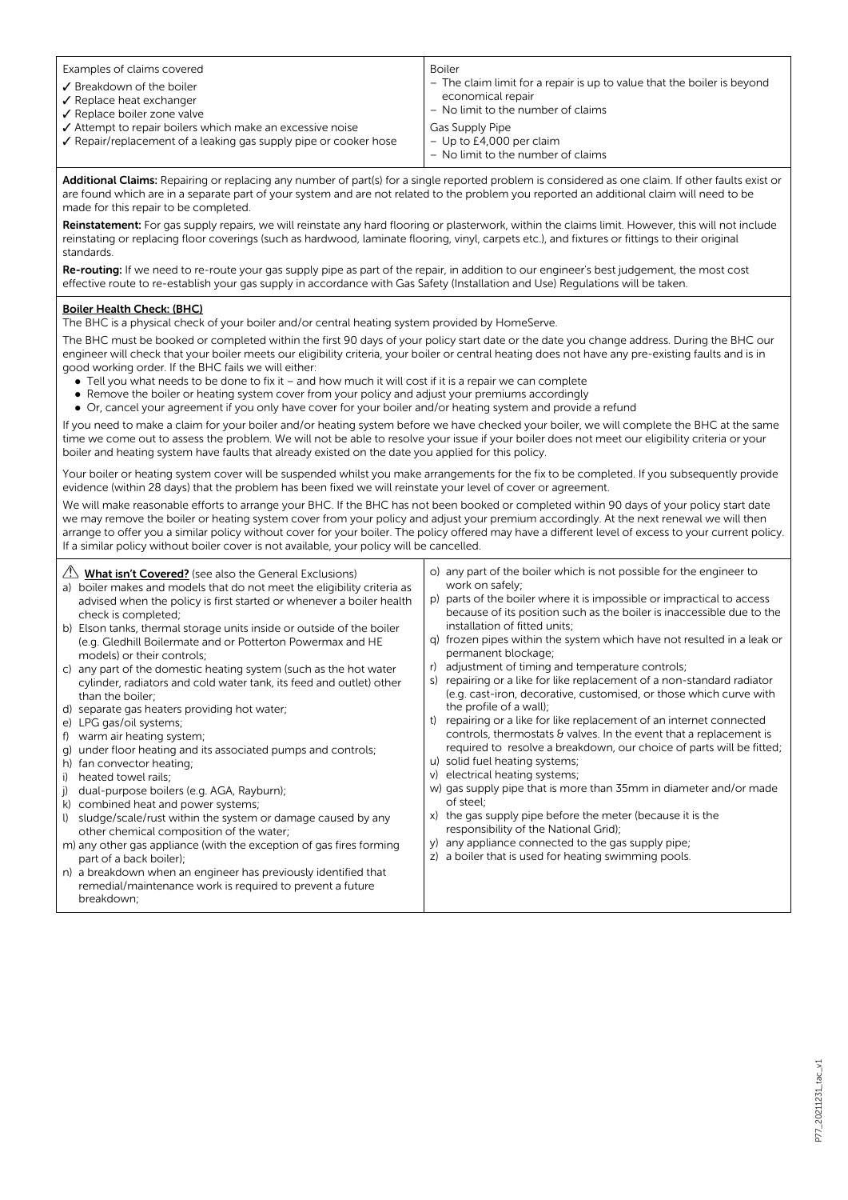| Examples of claims covered | Boiler |
|---|---|
| ✓ Breakdown of the boiler<br>✓ Replace heat exchanger<br>✓ Replace boiler zone valve<br>✓ Attempt to repair boilers which make an excessive noise<br>✓ Repair/replacement of a leaking gas supply pipe or cooker hose | – The claim limit for a repair is up to value that the boiler is beyond economical repair<br>– No limit to the number of claims<br>Gas Supply Pipe<br>– Up to £4,000 per claim<br>– No limit to the number of claims |

**Additional Claims:** Repairing or replacing any number of part(s) for a single reported problem is considered as one claim. If other faults exist or are found which are in a separate part of your system and are not related to the problem you reported an additional claim will need to be made for this repair to be completed.

**Reinstatement:** For gas supply repairs, we will reinstate any hard flooring or plasterwork, within the claims limit. However, this will not include reinstating or replacing floor coverings (such as hardwood, laminate flooring, vinyl, carpets etc.), and fixtures or fittings to their original standards.

**Re-routing:** If we need to re-route your gas supply pipe as part of the repair, in addition to our engineer's best judgement, the most cost effective route to re-establish your gas supply in accordance with Gas Safety (Installation and Use) Regulations will be taken.

**Boiler Health Check: (BHC)**

The BHC is a physical check of your boiler and/or central heating system provided by HomeServe.

The BHC must be booked or completed within the first 90 days of your policy start date or the date you change address. During the BHC our engineer will check that your boiler meets our eligibility criteria, your boiler or central heating does not have any pre-existing faults and is in good working order. If the BHC fails we will either:

- Tell you what needs to be done to fix it – and how much it will cost if it is a repair we can complete
- Remove the boiler or heating system cover from your policy and adjust your premiums accordingly
- Or, cancel your agreement if you only have cover for your boiler and/or heating system and provide a refund

If you need to make a claim for your boiler and/or heating system before we have checked your boiler, we will complete the BHC at the same time we come out to assess the problem. We will not be able to resolve your issue if your boiler does not meet our eligibility criteria or your boiler and heating system have faults that already existed on the date you applied for this policy.

Your boiler or heating system cover will be suspended whilst you make arrangements for the fix to be completed. If you subsequently provide evidence (within 28 days) that the problem has been fixed we will reinstate your level of cover or agreement.

We will make reasonable efforts to arrange your BHC. If the BHC has not been booked or completed within 90 days of your policy start date we may remove the boiler or heating system cover from your policy and adjust your premium accordingly. At the next renewal we will then arrange to offer you a similar policy without cover for your boiler. The policy offered may have a different level of excess to your current policy. If a similar policy without boiler cover is not available, your policy will be cancelled.

⚠ **What isn't Covered?** (see also the General Exclusions)

a) boiler makes and models that do not meet the eligibility criteria as advised when the policy is first started or whenever a boiler health check is completed;
b) Elson tanks, thermal storage units inside or outside of the boiler (e.g. Gledhill Boilermate and or Potterton Powermax and HE models) or their controls;
c) any part of the domestic heating system (such as the hot water cylinder, radiators and cold water tank, its feed and outlet) other than the boiler;
d) separate gas heaters providing hot water;
e) LPG gas/oil systems;
f) warm air heating system;
g) under floor heating and its associated pumps and controls;
h) fan convector heating;
i) heated towel rails;
j) dual-purpose boilers (e.g. AGA, Rayburn);
k) combined heat and power systems;
l) sludge/scale/rust within the system or damage caused by any other chemical composition of the water;
m) any other gas appliance (with the exception of gas fires forming part of a back boiler);
n) a breakdown when an engineer has previously identified that remedial/maintenance work is required to prevent a future breakdown;
o) any part of the boiler which is not possible for the engineer to work on safely;
p) parts of the boiler where it is impossible or impractical to access because of its position such as the boiler is inaccessible due to the installation of fitted units;
q) frozen pipes within the system which have not resulted in a leak or permanent blockage;
r) adjustment of timing and temperature controls;
s) repairing or a like for like replacement of a non-standard radiator (e.g. cast-iron, decorative, customised, or those which curve with the profile of a wall);
t) repairing or a like for like replacement of an internet connected controls, thermostats & valves. In the event that a replacement is required to resolve a breakdown, our choice of parts will be fitted;
u) solid fuel heating systems;
v) electrical heating systems;
w) gas supply pipe that is more than 35mm in diameter and/or made of steel;
x) the gas supply pipe before the meter (because it is the responsibility of the National Grid);
y) any appliance connected to the gas supply pipe;
z) a boiler that is used for heating swimming pools.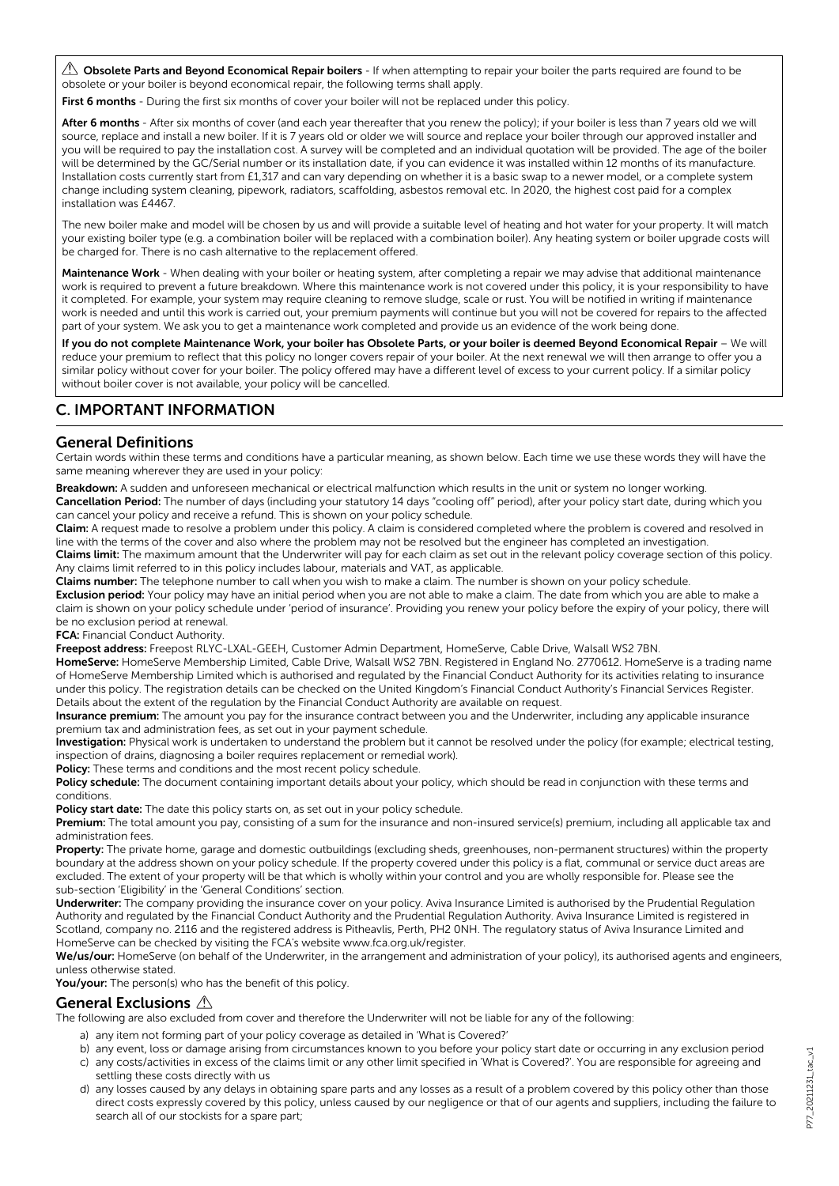⚠ **Obsolete Parts and Beyond Economical Repair boilers** - If when attempting to repair your boiler the parts required are found to be obsolete or your boiler is beyond economical repair, the following terms shall apply.

**First 6 months** - During the first six months of cover your boiler will not be replaced under this policy.

**After 6 months** - After six months of cover (and each year thereafter that you renew the policy); if your boiler is less than 7 years old we will source, replace and install a new boiler. If it is 7 years old or older we will source and replace your boiler through our approved installer and you will be required to pay the installation cost. A survey will be completed and an individual quotation will be provided. The age of the boiler will be determined by the GC/Serial number or its installation date, if you can evidence it was installed within 12 months of its manufacture. Installation costs currently start from £1,317 and can vary depending on whether it is a basic swap to a newer model, or a complete system change including system cleaning, pipework, radiators, scaffolding, asbestos removal etc. In 2020, the highest cost paid for a complex installation was £4467.

The new boiler make and model will be chosen by us and will provide a suitable level of heating and hot water for your property. It will match your existing boiler type (e.g. a combination boiler will be replaced with a combination boiler). Any heating system or boiler upgrade costs will be charged for. There is no cash alternative to the replacement offered.

**Maintenance Work** - When dealing with your boiler or heating system, after completing a repair we may advise that additional maintenance work is required to prevent a future breakdown. Where this maintenance work is not covered under this policy, it is your responsibility to have it completed. For example, your system may require cleaning to remove sludge, scale or rust. You will be notified in writing if maintenance work is needed and until this work is carried out, your premium payments will continue but you will not be covered for repairs to the affected part of your system. We ask you to get a maintenance work completed and provide us an evidence of the work being done.

**If you do not complete Maintenance Work, your boiler has Obsolete Parts, or your boiler is deemed Beyond Economical Repair** – We will reduce your premium to reflect that this policy no longer covers repair of your boiler. At the next renewal we will then arrange to offer you a similar policy without cover for your boiler. The policy offered may have a different level of excess to your current policy. If a similar policy without boiler cover is not available, your policy will be cancelled.

## C. IMPORTANT INFORMATION

### General Definitions

Certain words within these terms and conditions have a particular meaning, as shown below. Each time we use these words they will have the same meaning wherever they are used in your policy:

**Breakdown:** A sudden and unforeseen mechanical or electrical malfunction which results in the unit or system no longer working.

**Cancellation Period:** The number of days (including your statutory 14 days "cooling off" period), after your policy start date, during which you can cancel your policy and receive a refund. This is shown on your policy schedule.

**Claim:** A request made to resolve a problem under this policy. A claim is considered completed where the problem is covered and resolved in line with the terms of the cover and also where the problem may not be resolved but the engineer has completed an investigation.

**Claims limit:** The maximum amount that the Underwriter will pay for each claim as set out in the relevant policy coverage section of this policy. Any claims limit referred to in this policy includes labour, materials and VAT, as applicable.

**Claims number:** The telephone number to call when you wish to make a claim. The number is shown on your policy schedule.

**Exclusion period:** Your policy may have an initial period when you are not able to make a claim. The date from which you are able to make a claim is shown on your policy schedule under 'period of insurance'. Providing you renew your policy before the expiry of your policy, there will be no exclusion period at renewal.

**FCA:** Financial Conduct Authority.

**Freepost address:** Freepost RLYC-LXAL-GEEH, Customer Admin Department, HomeServe, Cable Drive, Walsall WS2 7BN.

**HomeServe:** HomeServe Membership Limited, Cable Drive, Walsall WS2 7BN. Registered in England No. 2770612. HomeServe is a trading name of HomeServe Membership Limited which is authorised and regulated by the Financial Conduct Authority for its activities relating to insurance under this policy. The registration details can be checked on the United Kingdom's Financial Conduct Authority's Financial Services Register. Details about the extent of the regulation by the Financial Conduct Authority are available on request.

**Insurance premium:** The amount you pay for the insurance contract between you and the Underwriter, including any applicable insurance premium tax and administration fees, as set out in your payment schedule.

**Investigation:** Physical work is undertaken to understand the problem but it cannot be resolved under the policy (for example; electrical testing, inspection of drains, diagnosing a boiler requires replacement or remedial work).

**Policy:** These terms and conditions and the most recent policy schedule.

**Policy schedule:** The document containing important details about your policy, which should be read in conjunction with these terms and conditions.

**Policy start date:** The date this policy starts on, as set out in your policy schedule.

**Premium:** The total amount you pay, consisting of a sum for the insurance and non-insured service(s) premium, including all applicable tax and administration fees.

**Property:** The private home, garage and domestic outbuildings (excluding sheds, greenhouses, non-permanent structures) within the property boundary at the address shown on your policy schedule. If the property covered under this policy is a flat, communal or service duct areas are excluded. The extent of your property will be that which is wholly within your control and you are wholly responsible for. Please see the sub-section 'Eligibility' in the 'General Conditions' section.

**Underwriter:** The company providing the insurance cover on your policy. Aviva Insurance Limited is authorised by the Prudential Regulation Authority and regulated by the Financial Conduct Authority and the Prudential Regulation Authority. Aviva Insurance Limited is registered in Scotland, company no. 2116 and the registered address is Pitheavlis, Perth, PH2 0NH. The regulatory status of Aviva Insurance Limited and HomeServe can be checked by visiting the FCA's website www.fca.org.uk/register.

**We/us/our:** HomeServe (on behalf of the Underwriter, in the arrangement and administration of your policy), its authorised agents and engineers, unless otherwise stated.

**You/your:** The person(s) who has the benefit of this policy.

### General Exclusions ⚠

The following are also excluded from cover and therefore the Underwriter will not be liable for any of the following:

a) any item not forming part of your policy coverage as detailed in 'What is Covered?'

b) any event, loss or damage arising from circumstances known to you before your policy start date or occurring in any exclusion period

c) any costs/activities in excess of the claims limit or any other limit specified in 'What is Covered?'. You are responsible for agreeing and settling these costs directly with us

d) any losses caused by any delays in obtaining spare parts and any losses as a result of a problem covered by this policy other than those direct costs expressly covered by this policy, unless caused by our negligence or that of our agents and suppliers, including the failure to search all of our stockists for a spare part;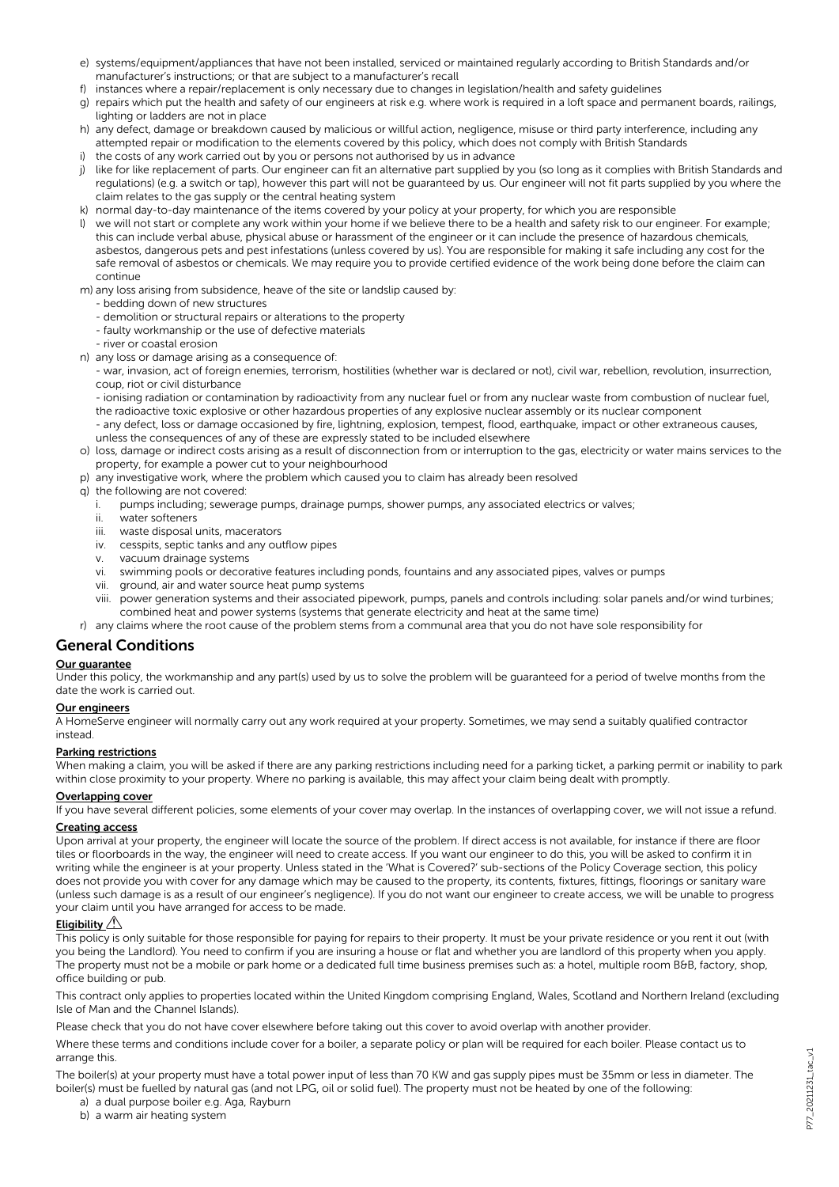e) systems/equipment/appliances that have not been installed, serviced or maintained regularly according to British Standards and/or manufacturer's instructions; or that are subject to a manufacturer's recall
f) instances where a repair/replacement is only necessary due to changes in legislation/health and safety guidelines
g) repairs which put the health and safety of our engineers at risk e.g. where work is required in a loft space and permanent boards, railings, lighting or ladders are not in place
h) any defect, damage or breakdown caused by malicious or willful action, negligence, misuse or third party interference, including any attempted repair or modification to the elements covered by this policy, which does not comply with British Standards
i) the costs of any work carried out by you or persons not authorised by us in advance
j) like for like replacement of parts. Our engineer can fit an alternative part supplied by you (so long as it complies with British Standards and regulations) (e.g. a switch or tap), however this part will not be guaranteed by us. Our engineer will not fit parts supplied by you where the claim relates to the gas supply or the central heating system
k) normal day-to-day maintenance of the items covered by your policy at your property, for which you are responsible
l) we will not start or complete any work within your home if we believe there to be a health and safety risk to our engineer. For example; this can include verbal abuse, physical abuse or harassment of the engineer or it can include the presence of hazardous chemicals, asbestos, dangerous pets and pest infestations (unless covered by us). You are responsible for making it safe including any cost for the safe removal of asbestos or chemicals. We may require you to provide certified evidence of the work being done before the claim can continue
m) any loss arising from subsidence, heave of the site or landslip caused by:
   - bedding down of new structures
   - demolition or structural repairs or alterations to the property
   - faulty workmanship or the use of defective materials
   - river or coastal erosion
n) any loss or damage arising as a consequence of:
   - war, invasion, act of foreign enemies, terrorism, hostilities (whether war is declared or not), civil war, rebellion, revolution, insurrection, coup, riot or civil disturbance
   - ionising radiation or contamination by radioactivity from any nuclear fuel or from any nuclear waste from combustion of nuclear fuel, the radioactive toxic explosive or other hazardous properties of any explosive nuclear assembly or its nuclear component
   - any defect, loss or damage occasioned by fire, lightning, explosion, tempest, flood, earthquake, impact or other extraneous causes, unless the consequences of any of these are expressly stated to be included elsewhere
o) loss, damage or indirect costs arising as a result of disconnection from or interruption to the gas, electricity or water mains services to the property, for example a power cut to your neighbourhood
p) any investigative work, where the problem which caused you to claim has already been resolved
q) the following are not covered:
   i. pumps including; sewerage pumps, drainage pumps, shower pumps, any associated electrics or valves;
   ii. water softeners
   iii. waste disposal units, macerators
   iv. cesspits, septic tanks and any outflow pipes
   v. vacuum drainage systems
   vi. swimming pools or decorative features including ponds, fountains and any associated pipes, valves or pumps
   vii. ground, air and water source heat pump systems
   viii. power generation systems and their associated pipework, pumps, panels and controls including: solar panels and/or wind turbines; combined heat and power systems (systems that generate electricity and heat at the same time)
r) any claims where the root cause of the problem stems from a communal area that you do not have sole responsibility for

## General Conditions

**Our guarantee**

Under this policy, the workmanship and any part(s) used by us to solve the problem will be guaranteed for a period of twelve months from the date the work is carried out.

**Our engineers**

A HomeServe engineer will normally carry out any work required at your property. Sometimes, we may send a suitably qualified contractor instead.

**Parking restrictions**

When making a claim, you will be asked if there are any parking restrictions including need for a parking ticket, a parking permit or inability to park within close proximity to your property. Where no parking is available, this may affect your claim being dealt with promptly.

**Overlapping cover**

If you have several different policies, some elements of your cover may overlap. In the instances of overlapping cover, we will not issue a refund.

**Creating access**

Upon arrival at your property, the engineer will locate the source of the problem. If direct access is not available, for instance if there are floor tiles or floorboards in the way, the engineer will need to create access. If you want our engineer to do this, you will be asked to confirm it in writing while the engineer is at your property. Unless stated in the 'What is Covered?' sub-sections of the Policy Coverage section, this policy does not provide you with cover for any damage which may be caused to the property, its contents, fixtures, fittings, floorings or sanitary ware (unless such damage is as a result of our engineer's negligence). If you do not want our engineer to create access, we will be unable to progress your claim until you have arranged for access to be made.

**Eligibility** ⚠

This policy is only suitable for those responsible for paying for repairs to their property. It must be your private residence or you rent it out (with you being the Landlord). You need to confirm if you are insuring a house or flat and whether you are landlord of this property when you apply. The property must not be a mobile or park home or a dedicated full time business premises such as: a hotel, multiple room B&B, factory, shop, office building or pub.

This contract only applies to properties located within the United Kingdom comprising England, Wales, Scotland and Northern Ireland (excluding Isle of Man and the Channel Islands).

Please check that you do not have cover elsewhere before taking out this cover to avoid overlap with another provider.

Where these terms and conditions include cover for a boiler, a separate policy or plan will be required for each boiler. Please contact us to arrange this.

The boiler(s) at your property must have a total power input of less than 70 KW and gas supply pipes must be 35mm or less in diameter. The boiler(s) must be fuelled by natural gas (and not LPG, oil or solid fuel). The property must not be heated by one of the following:

a) a dual purpose boiler e.g. Aga, Rayburn
b) a warm air heating system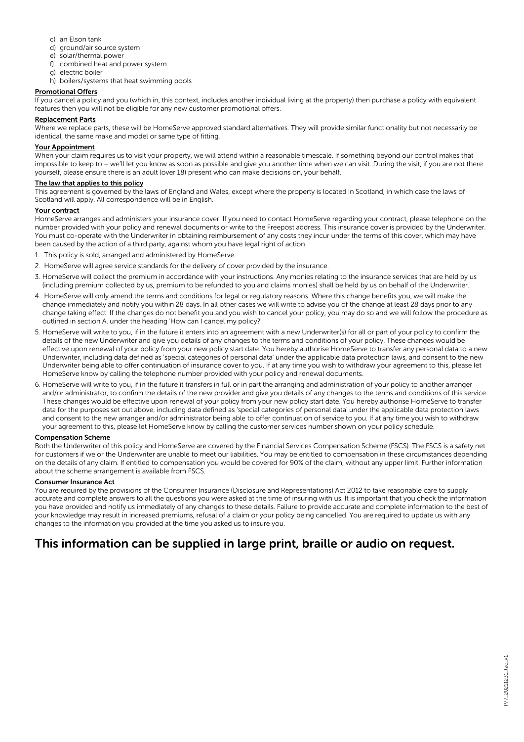c) an Elson tank
d) ground/air source system
e) solar/thermal power
f) combined heat and power system
g) electric boiler
h) boilers/systems that heat swimming pools

**Promotional Offers**

If you cancel a policy and you (which in, this context, includes another individual living at the property) then purchase a policy with equivalent features then you will not be eligible for any new customer promotional offers.

**Replacement Parts**

Where we replace parts, these will be HomeServe approved standard alternatives. They will provide similar functionality but not necessarily be identical, the same make and model or same type of fitting.

**Your Appointment**

When your claim requires us to visit your property, we will attend within a reasonable timescale. If something beyond our control makes that impossible to keep to – we'll let you know as soon as possible and give you another time when we can visit. During the visit, if you are not there yourself, please ensure there is an adult (over 18) present who can make decisions on, your behalf.

**The law that applies to this policy**

This agreement is governed by the laws of England and Wales, except where the property is located in Scotland, in which case the laws of Scotland will apply. All correspondence will be in English.

**Your contract**

HomeServe arranges and administers your insurance cover. If you need to contact HomeServe regarding your contract, please telephone on the number provided with your policy and renewal documents or write to the Freepost address. This insurance cover is provided by the Underwriter. You must co-operate with the Underwriter in obtaining reimbursement of any costs they incur under the terms of this cover, which may have been caused by the action of a third party, against whom you have legal right of action.

1. This policy is sold, arranged and administered by HomeServe.
2. HomeServe will agree service standards for the delivery of cover provided by the insurance.
3. HomeServe will collect the premium in accordance with your instructions. Any monies relating to the insurance services that are held by us (including premium collected by us, premium to be refunded to you and claims monies) shall be held by us on behalf of the Underwriter.
4. HomeServe will only amend the terms and conditions for legal or regulatory reasons. Where this change benefits you, we will make the change immediately and notify you within 28 days. In all other cases we will write to advise you of the change at least 28 days prior to any change taking effect. If the changes do not benefit you and you wish to cancel your policy, you may do so and we will follow the procedure as outlined in section A, under the heading 'How can I cancel my policy?'
5. HomeServe will write to you, if in the future it enters into an agreement with a new Underwriter(s) for all or part of your policy to confirm the details of the new Underwriter and give you details of any changes to the terms and conditions of your policy. These changes would be effective upon renewal of your policy from your new policy start date. You hereby authorise HomeServe to transfer any personal data to a new Underwriter, including data defined as 'special categories of personal data' under the applicable data protection laws, and consent to the new Underwriter being able to offer continuation of insurance cover to you. If at any time you wish to withdraw your agreement to this, please let HomeServe know by calling the telephone number provided with your policy and renewal documents.
6. HomeServe will write to you, if in the future it transfers in full or in part the arranging and administration of your policy to another arranger and/or administrator, to confirm the details of the new provider and give you details of any changes to the terms and conditions of this service. These changes would be effective upon renewal of your policy from your new policy start date. You hereby authorise HomeServe to transfer data for the purposes set out above, including data defined as 'special categories of personal data' under the applicable data protection laws and consent to the new arranger and/or administrator being able to offer continuation of service to you. If at any time you wish to withdraw your agreement to this, please let HomeServe know by calling the customer services number shown on your policy schedule.

**Compensation Scheme**

Both the Underwriter of this policy and HomeServe are covered by the Financial Services Compensation Scheme (FSCS). The FSCS is a safety net for customers if we or the Underwriter are unable to meet our liabilities. You may be entitled to compensation in these circumstances depending on the details of any claim. If entitled to compensation you would be covered for 90% of the claim, without any upper limit. Further information about the scheme arrangement is available from FSCS.

**Consumer Insurance Act**

You are required by the provisions of the Consumer Insurance (Disclosure and Representations) Act 2012 to take reasonable care to supply accurate and complete answers to all the questions you were asked at the time of insuring with us. It is important that you check the information you have provided and notify us immediately of any changes to these details. Failure to provide accurate and complete information to the best of your knowledge may result in increased premiums, refusal of a claim or your policy being cancelled. You are required to update us with any changes to the information you provided at the time you asked us to insure you.

## This information can be supplied in large print, braille or audio on request.

P77_20211231_tac_v1